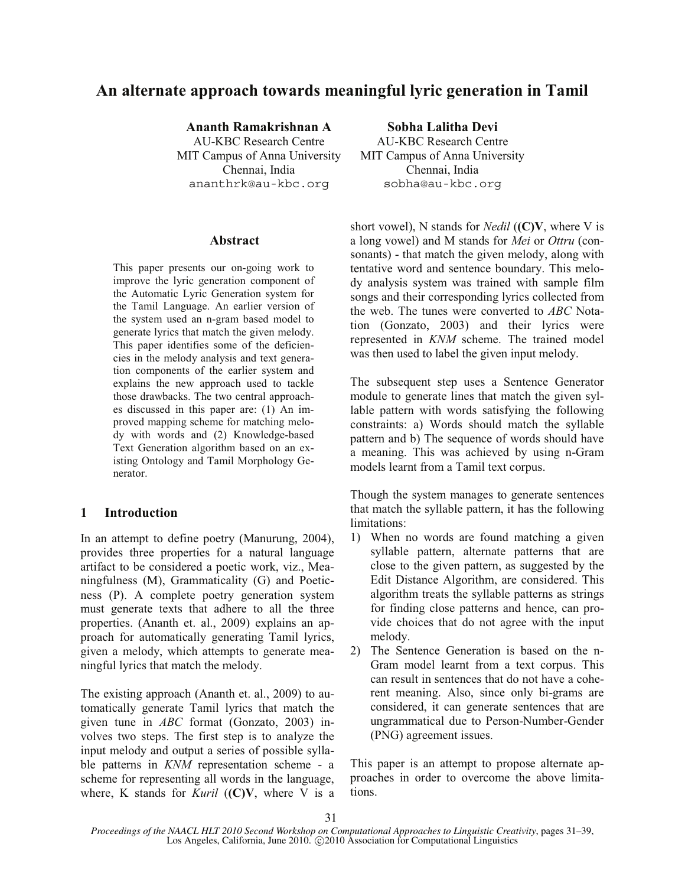# An alternate approach towards meaningful lyric generation in Tamil

**Ananth Ramakrishnan A**
AU-KBC Research Centre
MIT Campus of Anna University
Chennai, India
ananthrk@au-kbc.org

**Sobha Lalitha Devi**
AU-KBC Research Centre
MIT Campus of Anna University
Chennai, India
sobha@au-kbc.org

## Abstract

This paper presents our on-going work to improve the lyric generation component of the Automatic Lyric Generation system for the Tamil Language. An earlier version of the system used an n-gram based model to generate lyrics that match the given melody. This paper identifies some of the deficiencies in the melody analysis and text generation components of the earlier system and explains the new approach used to tackle those drawbacks. The two central approaches discussed in this paper are: (1) An improved mapping scheme for matching melody with words and (2) Knowledge-based Text Generation algorithm based on an existing Ontology and Tamil Morphology Generator.

## 1 Introduction

In an attempt to define poetry (Manurung, 2004), provides three properties for a natural language artifact to be considered a poetic work, viz., Meaningfulness (M), Grammaticality (G) and Poeticness (P). A complete poetry generation system must generate texts that adhere to all the three properties. (Ananth et. al., 2009) explains an approach for automatically generating Tamil lyrics, given a melody, which attempts to generate meaningful lyrics that match the melody.

The existing approach (Ananth et. al., 2009) to automatically generate Tamil lyrics that match the given tune in *ABC* format (Gonzato, 2003) involves two steps. The first step is to analyze the input melody and output a series of possible syllable patterns in *KNM* representation scheme - a scheme for representing all words in the language, where, K stands for *Kuril* (**(C)V**, where V is a short vowel), N stands for *Nedil* (**(C)V**, where V is a long vowel) and M stands for *Mei* or *Ottru* (consonants) - that match the given melody, along with tentative word and sentence boundary. This melody analysis system was trained with sample film songs and their corresponding lyrics collected from the web. The tunes were converted to *ABC* Notation (Gonzato, 2003) and their lyrics were represented in *KNM* scheme. The trained model was then used to label the given input melody.

The subsequent step uses a Sentence Generator module to generate lines that match the given syllable pattern with words satisfying the following constraints: a) Words should match the syllable pattern and b) The sequence of words should have a meaning. This was achieved by using n-Gram models learnt from a Tamil text corpus.

Though the system manages to generate sentences that match the syllable pattern, it has the following limitations:

1) When no words are found matching a given syllable pattern, alternate patterns that are close to the given pattern, as suggested by the Edit Distance Algorithm, are considered. This algorithm treats the syllable patterns as strings for finding close patterns and hence, can provide choices that do not agree with the input melody.
2) The Sentence Generation is based on the n-Gram model learnt from a text corpus. This can result in sentences that do not have a coherent meaning. Also, since only bi-grams are considered, it can generate sentences that are ungrammatical due to Person-Number-Gender (PNG) agreement issues.

This paper is an attempt to propose alternate approaches in order to overcome the above limitations.

*Proceedings of the NAACL HLT 2010 Second Workshop on Computational Approaches to Linguistic Creativity*, pages 31–39, Los Angeles, California, June 2010. ©2010 Association for Computational Linguistics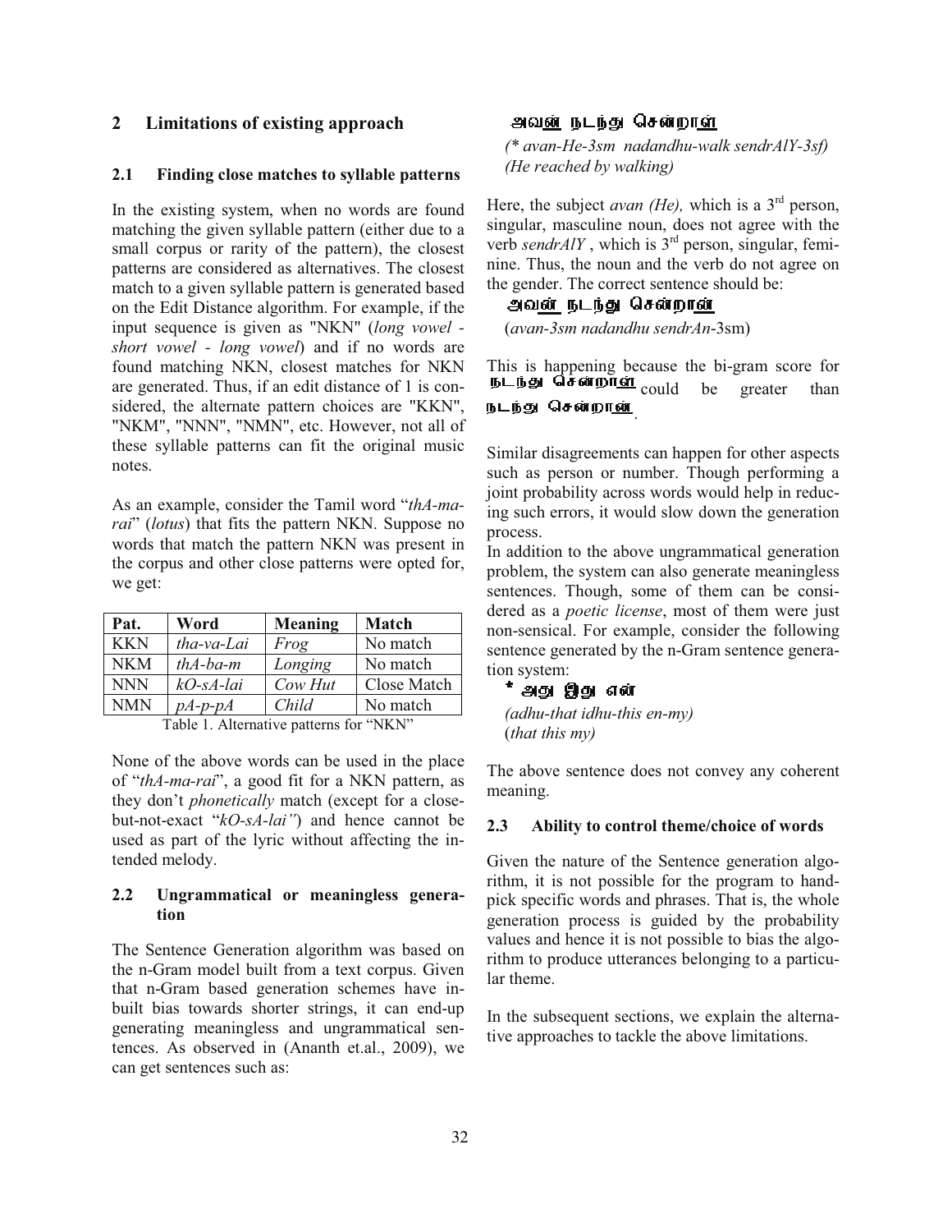## 2 Limitations of existing approach

### 2.1 Finding close matches to syllable patterns

In the existing system, when no words are found matching the given syllable pattern (either due to a small corpus or rarity of the pattern), the closest patterns are considered as alternatives. The closest match to a given syllable pattern is generated based on the Edit Distance algorithm. For example, if the input sequence is given as "NKN" (*long vowel - short vowel - long vowel*) and if no words are found matching NKN, closest matches for NKN are generated. Thus, if an edit distance of 1 is considered, the alternate pattern choices are "KKN", "NKM", "NNN", "NMN", etc. However, not all of these syllable patterns can fit the original music notes.

As an example, consider the Tamil word "*thA-ma-rai*" (*lotus*) that fits the pattern NKN. Suppose no words that match the pattern NKN was present in the corpus and other close patterns were opted for, we get:

| Pat. | Word | Meaning | Match |
|---|---|---|---|
| KKN | *tha-va-Lai* | *Frog* | No match |
| NKM | *thA-ba-m* | *Longing* | No match |
| NNN | *kO-sA-lai* | *Cow Hut* | Close Match |
| NMN | *pA-p-pA* | *Child* | No match |

Table 1. Alternative patterns for "NKN"

None of the above words can be used in the place of "*thA-ma-rai*", a good fit for a NKN pattern, as they don't *phonetically* match (except for a close-but-not-exact "*kO-sA-lai"*) and hence cannot be used as part of the lyric without affecting the intended melody.

### 2.2 Ungrammatical or meaningless generation

The Sentence Generation algorithm was based on the n-Gram model built from a text corpus. Given that n-Gram based generation schemes have in-built bias towards shorter strings, it can end-up generating meaningless and ungrammatical sentences. As observed in (Ananth et.al., 2009), we can get sentences such as:

அவன் நடந்து சென்றாள்

*(\* avan-He-3sm nadandhu-walk sendrAlY-3sf)*
*(He reached by walking)*

Here, the subject *avan (He),* which is a 3rd person, singular, masculine noun, does not agree with the verb *sendrAlY* , which is 3rd person, singular, feminine. Thus, the noun and the verb do not agree on the gender. The correct sentence should be:

அவன் நடந்து சென்றான்

(*avan-3sm nadandhu sendrAn*-3sm)

This is happening because the bi-gram score for நடந்து சென்றாள் could be greater than நடந்து சென்றான்.

Similar disagreements can happen for other aspects such as person or number. Though performing a joint probability across words would help in reducing such errors, it would slow down the generation process.

In addition to the above ungrammatical generation problem, the system can also generate meaningless sentences. Though, some of them can be considered as a *poetic license*, most of them were just non-sensical. For example, consider the following sentence generated by the n-Gram sentence generation system:

\* அது இது என்

*(adhu-that idhu-this en-my)*
(*that this my)*

The above sentence does not convey any coherent meaning.

### 2.3 Ability to control theme/choice of words

Given the nature of the Sentence generation algorithm, it is not possible for the program to hand-pick specific words and phrases. That is, the whole generation process is guided by the probability values and hence it is not possible to bias the algorithm to produce utterances belonging to a particular theme.

In the subsequent sections, we explain the alternative approaches to tackle the above limitations.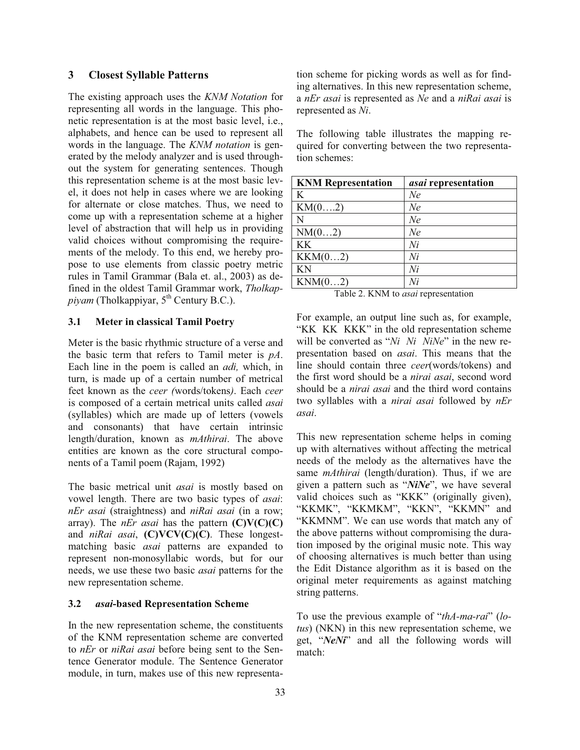## 3 Closest Syllable Patterns

The existing approach uses the *KNM Notation* for representing all words in the language. This phonetic representation is at the most basic level, i.e., alphabets, and hence can be used to represent all words in the language. The *KNM notation* is generated by the melody analyzer and is used throughout the system for generating sentences. Though this representation scheme is at the most basic level, it does not help in cases where we are looking for alternate or close matches. Thus, we need to come up with a representation scheme at a higher level of abstraction that will help us in providing valid choices without compromising the requirements of the melody. To this end, we hereby propose to use elements from classic poetry metric rules in Tamil Grammar (Bala et. al., 2003) as defined in the oldest Tamil Grammar work, *Tholkappiyam* (Tholkappiyar, 5th Century B.C.).

### 3.1 Meter in classical Tamil Poetry

Meter is the basic rhythmic structure of a verse and the basic term that refers to Tamil meter is *pA*. Each line in the poem is called an *adi,* which, in turn, is made up of a certain number of metrical feet known as the *ceer (*words/tokens*)*. Each *ceer* is composed of a certain metrical units called *asai* (syllables) which are made up of letters (vowels and consonants) that have certain intrinsic length/duration, known as *mAthirai*. The above entities are known as the core structural components of a Tamil poem (Rajam, 1992)

The basic metrical unit *asai* is mostly based on vowel length. There are two basic types of *asai*: *nEr asai* (straightness) and *niRai asai* (in a row; array). The *nEr asai* has the pattern **(C)V(C)(C)** and *niRai asai*, **(C)VCV(C)(C)**. These longest-matching basic *asai* patterns are expanded to represent non-monosyllabic words, but for our needs, we use these two basic *asai* patterns for the new representation scheme.

### 3.2 *asai*-based Representation Scheme

In the new representation scheme, the constituents of the KNM representation scheme are converted to *nEr* or *niRai asai* before being sent to the Sentence Generator module. The Sentence Generator module, in turn, makes use of this new representation scheme for picking words as well as for finding alternatives. In this new representation scheme, a *nEr asai* is represented as *Ne* and a *niRai asai* is represented as *Ni*.

The following table illustrates the mapping required for converting between the two representation schemes:

| KNM Representation | *asai* representation |
|---|---|
| K | *Ne* |
| KM(0….2) | *Ne* |
| N | *Ne* |
| NM(0…2) | *Ne* |
| KK | *Ni* |
| KKM(0…2) | *Ni* |
| KN | *Ni* |
| KNM(0…2) | *Ni* |

Table 2. KNM to *asai* representation

For example, an output line such as, for example, "KK KK KKK" in the old representation scheme will be converted as "*Ni Ni NiNe*" in the new representation based on *asai*. This means that the line should contain three *ceer*(words/tokens) and the first word should be a *nirai asai*, second word should be a *nirai asai* and the third word contains two syllables with a *nirai asai* followed by *nEr asai*.

This new representation scheme helps in coming up with alternatives without affecting the metrical needs of the melody as the alternatives have the same *mAthirai* (length/duration). Thus, if we are given a pattern such as "***NiNe***", we have several valid choices such as "KKK" (originally given), "KKMK", "KKMKM", "KKN", "KKMN" and "KKMNM". We can use words that match any of the above patterns without compromising the duration imposed by the original music note. This way of choosing alternatives is much better than using the Edit Distance algorithm as it is based on the original meter requirements as against matching string patterns.

To use the previous example of "*thA-ma-rai*" (*lotus*) (NKN) in this new representation scheme, we get, "***NeNi***" and all the following words will match: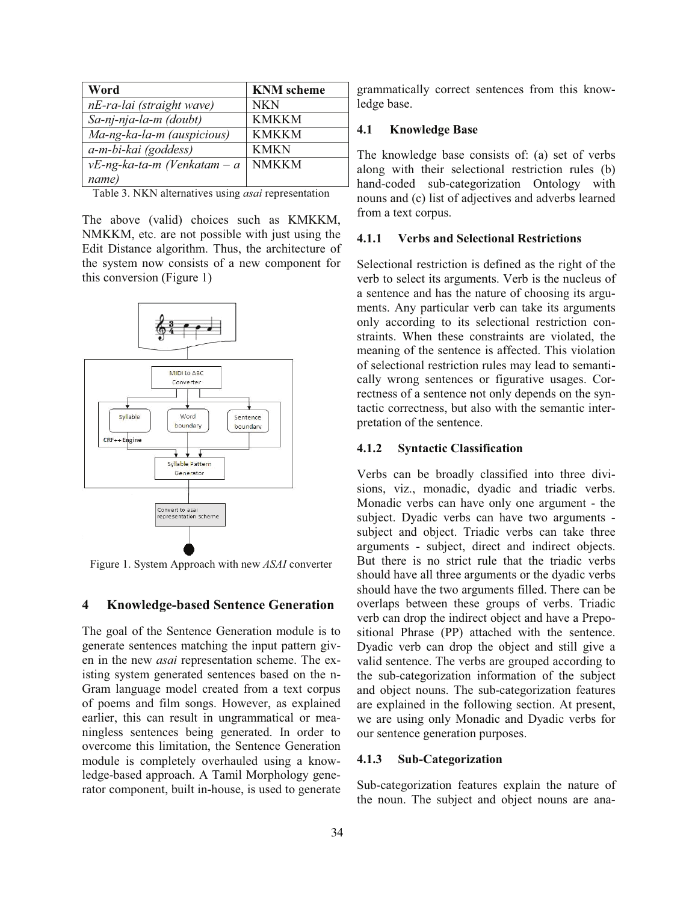| Word | KNM scheme |
| --- | --- |
| *nE-ra-lai (straight wave)* | NKN |
| *Sa-nj-nja-la-m (doubt)* | KMKKM |
| *Ma-ng-ka-la-m (auspicious)* | KMKKM |
| *a-m-bi-kai (goddess)* | KMKN |
| *vE-ng-ka-ta-m (Venkatam – a name)* | NMKKM |

Table 3. NKN alternatives using *asai* representation

The above (valid) choices such as KMKKM, NMKKM, etc. are not possible with just using the Edit Distance algorithm. Thus, the architecture of the system now consists of a new component for this conversion (Figure 1)

Figure 1. System Approach with new *ASAI* converter

## 4 Knowledge-based Sentence Generation

The goal of the Sentence Generation module is to generate sentences matching the input pattern given in the new *asai* representation scheme. The existing system generated sentences based on the n-Gram language model created from a text corpus of poems and film songs. However, as explained earlier, this can result in ungrammatical or meaningless sentences being generated. In order to overcome this limitation, the Sentence Generation module is completely overhauled using a knowledge-based approach. A Tamil Morphology generator component, built in-house, is used to generate grammatically correct sentences from this knowledge base.

### 4.1 Knowledge Base

The knowledge base consists of: (a) set of verbs along with their selectional restriction rules (b) hand-coded sub-categorization Ontology with nouns and (c) list of adjectives and adverbs learned from a text corpus.

#### 4.1.1 Verbs and Selectional Restrictions

Selectional restriction is defined as the right of the verb to select its arguments. Verb is the nucleus of a sentence and has the nature of choosing its arguments. Any particular verb can take its arguments only according to its selectional restriction constraints. When these constraints are violated, the meaning of the sentence is affected. This violation of selectional restriction rules may lead to semantically wrong sentences or figurative usages. Correctness of a sentence not only depends on the syntactic correctness, but also with the semantic interpretation of the sentence.

#### 4.1.2 Syntactic Classification

Verbs can be broadly classified into three divisions, viz., monadic, dyadic and triadic verbs. Monadic verbs can have only one argument - the subject. Dyadic verbs can have two arguments - subject and object. Triadic verbs can take three arguments - subject, direct and indirect objects. But there is no strict rule that the triadic verbs should have all three arguments or the dyadic verbs should have the two arguments filled. There can be overlaps between these groups of verbs. Triadic verb can drop the indirect object and have a Prepositional Phrase (PP) attached with the sentence. Dyadic verb can drop the object and still give a valid sentence. The verbs are grouped according to the sub-categorization information of the subject and object nouns. The sub-categorization features are explained in the following section. At present, we are using only Monadic and Dyadic verbs for our sentence generation purposes.

#### 4.1.3 Sub-Categorization

Sub-categorization features explain the nature of the noun. The subject and object nouns are ana-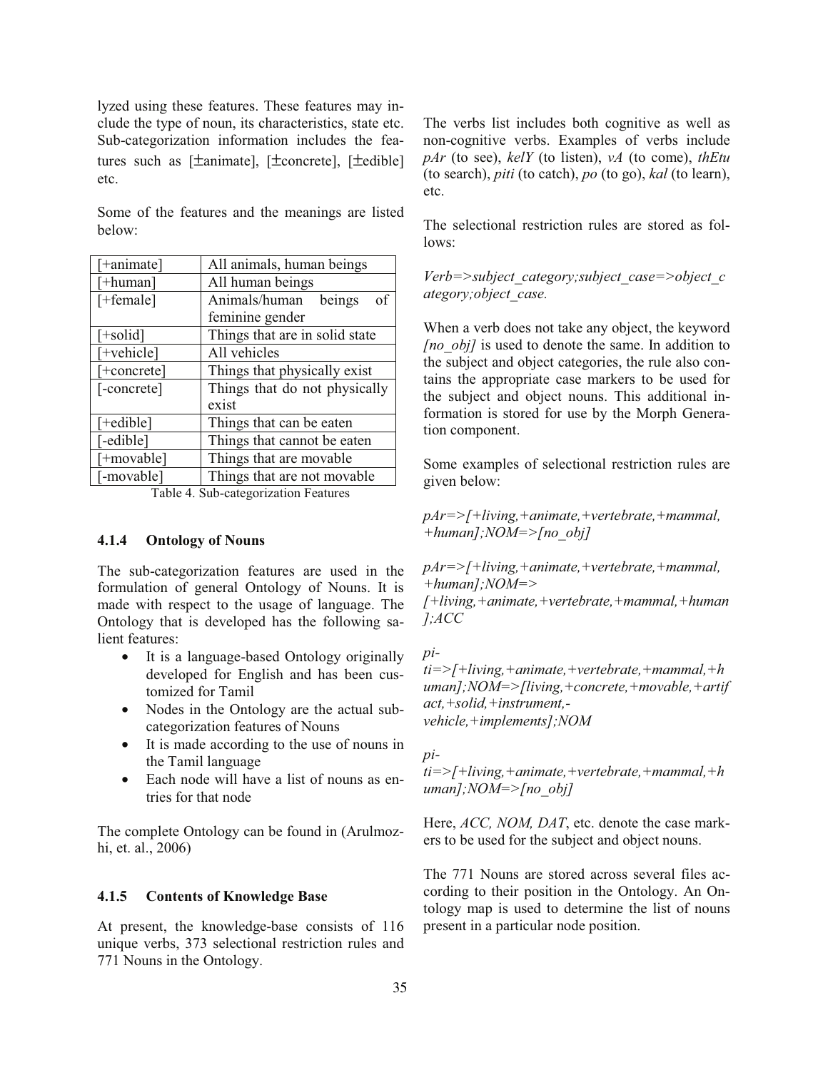lyzed using these features. These features may include the type of noun, its characteristics, state etc. Sub-categorization information includes the features such as [±animate], [±concrete], [±edible] etc.

Some of the features and the meanings are listed below:

| [+animate] | All animals, human beings |
|---|---|
| [+human] | All human beings |
| [+female] | Animals/human beings of feminine gender |
| [+solid] | Things that are in solid state |
| [+vehicle] | All vehicles |
| [+concrete] | Things that physically exist |
| [-concrete] | Things that do not physically exist |
| [+edible] | Things that can be eaten |
| [-edible] | Things that cannot be eaten |
| [+movable] | Things that are movable |
| [-movable] | Things that are not movable |

Table 4. Sub-categorization Features

### 4.1.4 Ontology of Nouns

The sub-categorization features are used in the formulation of general Ontology of Nouns. It is made with respect to the usage of language. The Ontology that is developed has the following salient features:

- It is a language-based Ontology originally developed for English and has been customized for Tamil
- Nodes in the Ontology are the actual sub-categorization features of Nouns
- It is made according to the use of nouns in the Tamil language
- Each node will have a list of nouns as entries for that node

The complete Ontology can be found in (Arulmozhi, et. al., 2006)

### 4.1.5 Contents of Knowledge Base

At present, the knowledge-base consists of 116 unique verbs, 373 selectional restriction rules and 771 Nouns in the Ontology.

The verbs list includes both cognitive as well as non-cognitive verbs. Examples of verbs include *pAr* (to see), *kelY* (to listen), *vA* (to come), *thEtu* (to search), *piti* (to catch), *po* (to go), *kal* (to learn), etc.

The selectional restriction rules are stored as follows:

*Verb=>subject_category;subject_case=>object_category;object_case.*

When a verb does not take any object, the keyword *[no_obj]* is used to denote the same. In addition to the subject and object categories, the rule also contains the appropriate case markers to be used for the subject and object nouns. This additional information is stored for use by the Morph Generation component.

Some examples of selectional restriction rules are given below:

*pAr=>[+living,+animate,+vertebrate,+mammal,+human];NOM=>[no_obj]*

*pAr=>[+living,+animate,+vertebrate,+mammal,+human];NOM=>[+living,+animate,+vertebrate,+mammal,+human];ACC*

*piti=>[+living,+animate,+vertebrate,+mammal,+human];NOM=>[living,+concrete,+movable,+artifact,+solid,+instrument,-vehicle,+implements];NOM*

*piti=>[+living,+animate,+vertebrate,+mammal,+human];NOM=>[no_obj]*

Here, *ACC, NOM, DAT*, etc. denote the case markers to be used for the subject and object nouns.

The 771 Nouns are stored across several files according to their position in the Ontology. An Ontology map is used to determine the list of nouns present in a particular node position.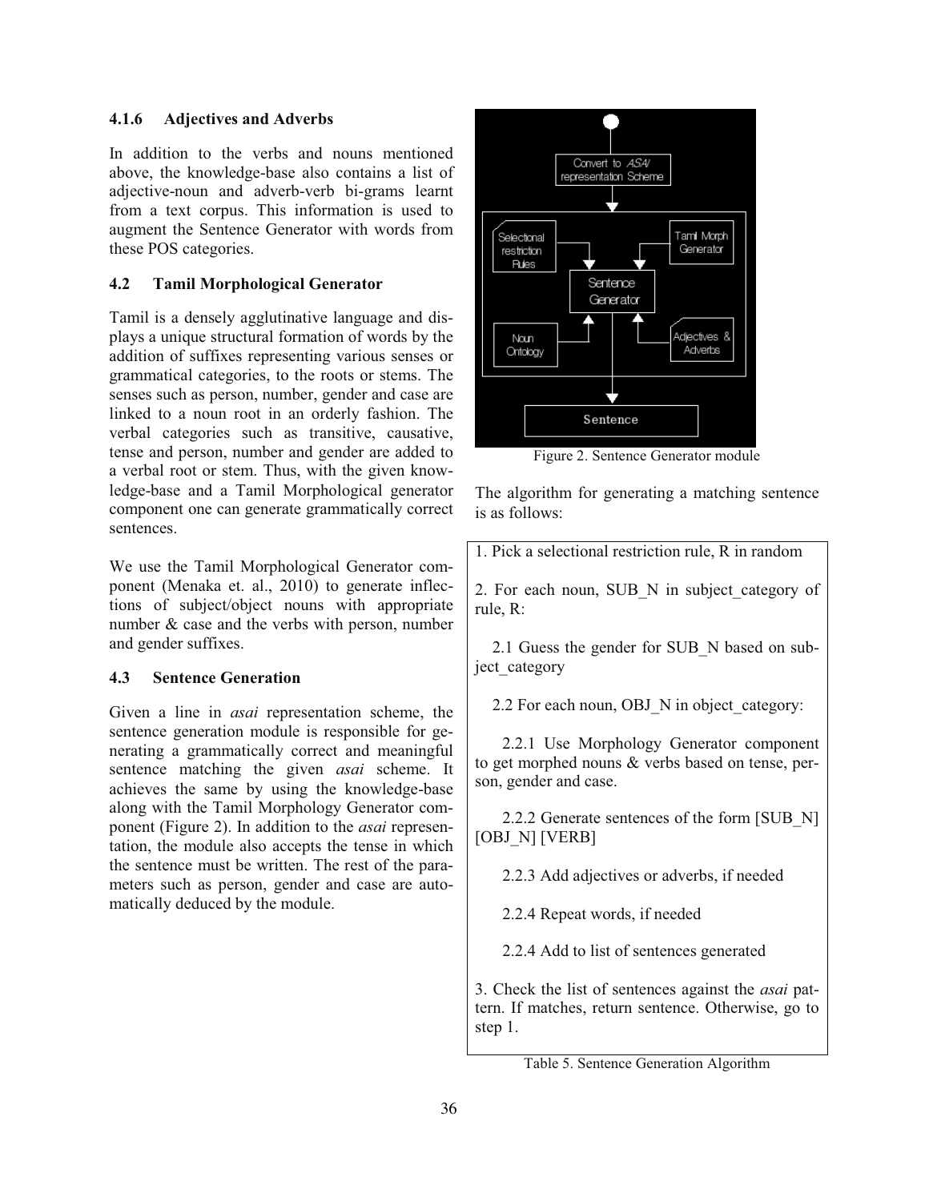#### 4.1.6 Adjectives and Adverbs

In addition to the verbs and nouns mentioned above, the knowledge-base also contains a list of adjective-noun and adverb-verb bi-grams learnt from a text corpus. This information is used to augment the Sentence Generator with words from these POS categories.

### 4.2 Tamil Morphological Generator

Tamil is a densely agglutinative language and displays a unique structural formation of words by the addition of suffixes representing various senses or grammatical categories, to the roots or stems. The senses such as person, number, gender and case are linked to a noun root in an orderly fashion. The verbal categories such as transitive, causative, tense and person, number and gender are added to a verbal root or stem. Thus, with the given knowledge-base and a Tamil Morphological generator component one can generate grammatically correct sentences.

We use the Tamil Morphological Generator component (Menaka et. al., 2010) to generate inflections of subject/object nouns with appropriate number & case and the verbs with person, number and gender suffixes.

### 4.3 Sentence Generation

Given a line in *asai* representation scheme, the sentence generation module is responsible for generating a grammatically correct and meaningful sentence matching the given *asai* scheme. It achieves the same by using the knowledge-base along with the Tamil Morphology Generator component (Figure 2). In addition to the *asai* representation, the module also accepts the tense in which the sentence must be written. The rest of the parameters such as person, gender and case are automatically deduced by the module.

Figure 2. Sentence Generator module

The algorithm for generating a matching sentence is as follows:

1. Pick a selectional restriction rule, R in random

2. For each noun, SUB_N in subject_category of rule, R:

   2.1 Guess the gender for SUB_N based on subject_category

   2.2 For each noun, OBJ_N in object_category:

      2.2.1 Use Morphology Generator component to get morphed nouns & verbs based on tense, person, gender and case.

      2.2.2 Generate sentences of the form [SUB_N] [OBJ_N] [VERB]

      2.2.3 Add adjectives or adverbs, if needed

      2.2.4 Repeat words, if needed

      2.2.4 Add to list of sentences generated

3. Check the list of sentences against the *asai* pattern. If matches, return sentence. Otherwise, go to step 1.

Table 5. Sentence Generation Algorithm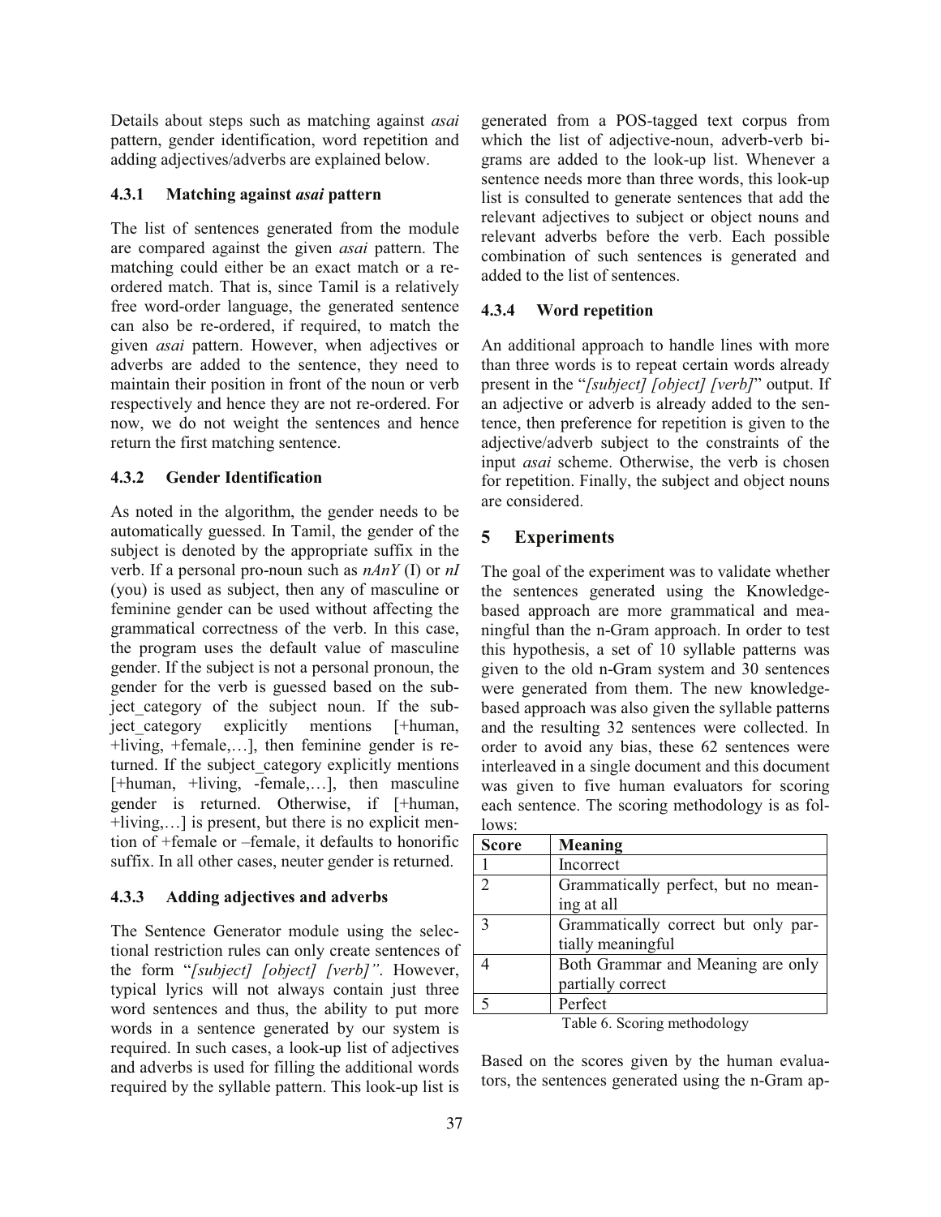Details about steps such as matching against *asai* pattern, gender identification, word repetition and adding adjectives/adverbs are explained below.

### 4.3.1 Matching against *asai* pattern

The list of sentences generated from the module are compared against the given *asai* pattern. The matching could either be an exact match or a re-ordered match. That is, since Tamil is a relatively free word-order language, the generated sentence can also be re-ordered, if required, to match the given *asai* pattern. However, when adjectives or adverbs are added to the sentence, they need to maintain their position in front of the noun or verb respectively and hence they are not re-ordered. For now, we do not weight the sentences and hence return the first matching sentence.

### 4.3.2 Gender Identification

As noted in the algorithm, the gender needs to be automatically guessed. In Tamil, the gender of the subject is denoted by the appropriate suffix in the verb. If a personal pro-noun such as *nAnY* (I) or *nI* (you) is used as subject, then any of masculine or feminine gender can be used without affecting the grammatical correctness of the verb. In this case, the program uses the default value of masculine gender. If the subject is not a personal pronoun, the gender for the verb is guessed based on the subject_category of the subject noun. If the subject_category explicitly mentions [+human, +living, +female,…], then feminine gender is returned. If the subject_category explicitly mentions [+human, +living, -female,…], then masculine gender is returned. Otherwise, if [+human, +living,…] is present, but there is no explicit mention of +female or –female, it defaults to honorific suffix. In all other cases, neuter gender is returned.

### 4.3.3 Adding adjectives and adverbs

The Sentence Generator module using the selectional restriction rules can only create sentences of the form "*[subject] [object] [verb]"*. However, typical lyrics will not always contain just three word sentences and thus, the ability to put more words in a sentence generated by our system is required. In such cases, a look-up list of adjectives and adverbs is used for filling the additional words required by the syllable pattern. This look-up list is generated from a POS-tagged text corpus from which the list of adjective-noun, adverb-verb bi-grams are added to the look-up list. Whenever a sentence needs more than three words, this look-up list is consulted to generate sentences that add the relevant adjectives to subject or object nouns and relevant adverbs before the verb. Each possible combination of such sentences is generated and added to the list of sentences.

### 4.3.4 Word repetition

An additional approach to handle lines with more than three words is to repeat certain words already present in the "*[subject] [object] [verb]*" output. If an adjective or adverb is already added to the sentence, then preference for repetition is given to the adjective/adverb subject to the constraints of the input *asai* scheme. Otherwise, the verb is chosen for repetition. Finally, the subject and object nouns are considered.

## 5 Experiments

The goal of the experiment was to validate whether the sentences generated using the Knowledge-based approach are more grammatical and meaningful than the n-Gram approach. In order to test this hypothesis, a set of 10 syllable patterns was given to the old n-Gram system and 30 sentences were generated from them. The new knowledge-based approach was also given the syllable patterns and the resulting 32 sentences were collected. In order to avoid any bias, these 62 sentences were interleaved in a single document and this document was given to five human evaluators for scoring each sentence. The scoring methodology is as follows:

| Score | Meaning |
|---|---|
| 1 | Incorrect |
| 2 | Grammatically perfect, but no meaning at all |
| 3 | Grammatically correct but only partially meaningful |
| 4 | Both Grammar and Meaning are only partially correct |
| 5 | Perfect |

Table 6. Scoring methodology

Based on the scores given by the human evaluators, the sentences generated using the n-Gram ap-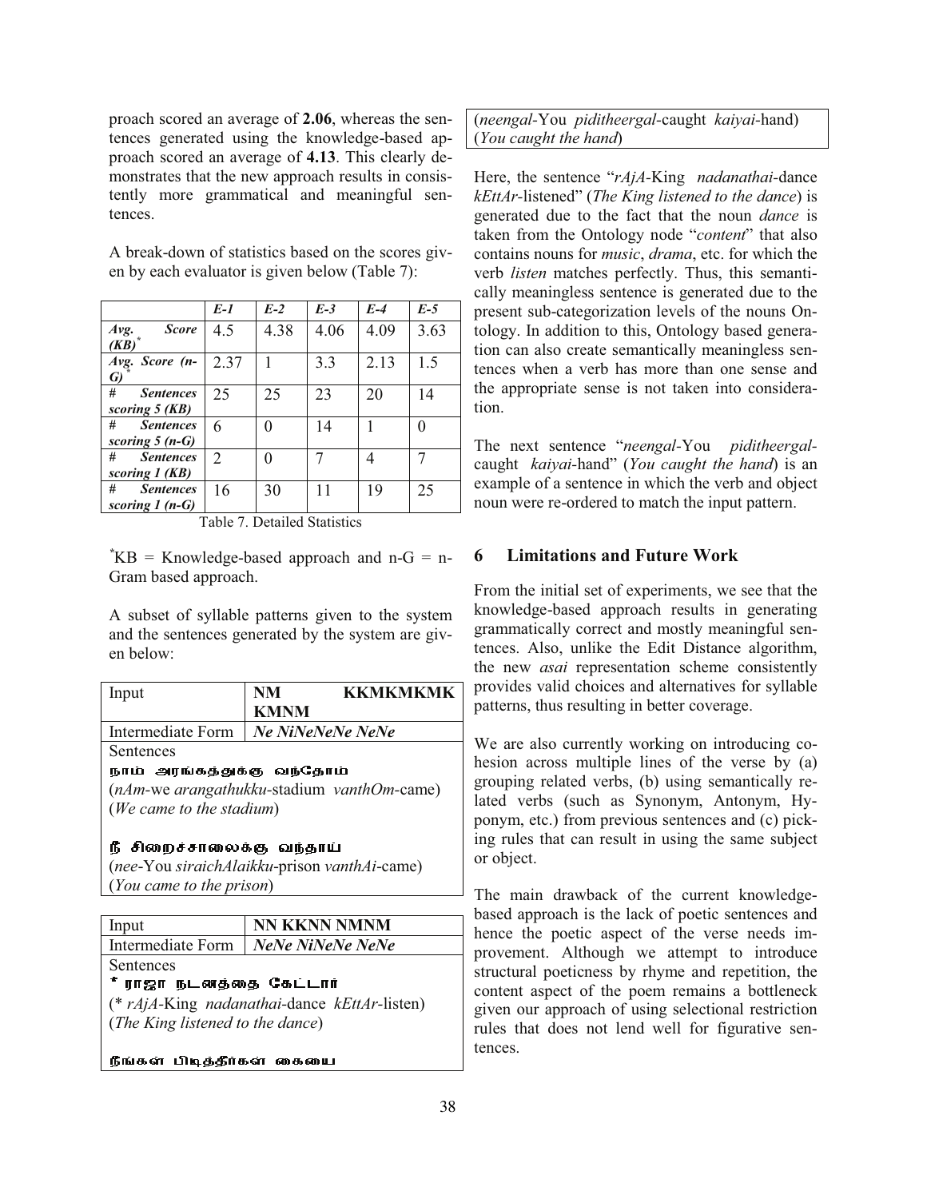proach scored an average of **2.06**, whereas the sentences generated using the knowledge-based approach scored an average of **4.13**. This clearly demonstrates that the new approach results in consistently more grammatical and meaningful sentences.

A break-down of statistics based on the scores given by each evaluator is given below (Table 7):

| | *E-1* | *E-2* | *E-3* | *E-4* | *E-5* |
|---|---|---|---|---|---|
| ***Avg. Score (KB)**** | 4.5 | 4.38 | 4.06 | 4.09 | 3.63 |
| ***Avg. Score (n-G)**** | 2.37 | 1 | 3.3 | 2.13 | 1.5 |
| ***# Sentences scoring 5 (KB)*** | 25 | 25 | 23 | 20 | 14 |
| ***# Sentences scoring 5 (n-G)*** | 6 | 0 | 14 | 1 | 0 |
| ***# Sentences scoring 1 (KB)*** | 2 | 0 | 7 | 4 | 7 |
| ***# Sentences scoring 1 (n-G)*** | 16 | 30 | 11 | 19 | 25 |

Table 7. Detailed Statistics

*KB = Knowledge-based approach and n-G = n-Gram based approach.

A subset of syllable patterns given to the system and the sentences generated by the system are given below:

| Input | **NM KKMKMKMK KMNM** |
|---|---|
| Intermediate Form | ***Ne NiNeNeNe NeNe*** |
| Sentences<br>நாம் அரங்கத்துக்கு வந்தோம்<br>(*nAm*-we *arangathukku*-stadium *vanthOm*-came)<br>(*We came to the stadium*)<br><br>நீ சிறைச்சாலைக்கு வந்தாய்<br>(*nee*-You *siraichAlaikku*-prison *vanthAi*-came)<br>(*You came to the prison*) | |

| Input | **NN KKNN NMNM** |
|---|---|
| Intermediate Form | ***NeNe NiNeNe NeNe*** |
| Sentences<br>* ராஜா நடனத்தை கேட்டார்<br>(* *rAjA*-King *nadanathai*-dance *kEttAr*-listen)<br>(*The King listened to the dance*)<br><br>நீங்கள் பிடித்தீர்கள் கையை<br>(*neengal*-You *piditheergal*-caught *kaiyai*-hand)<br>(*You caught the hand*) | |

Here, the sentence "*rAjA*-King *nadanathai*-dance *kEttAr*-listened" (*The King listened to the dance*) is generated due to the fact that the noun *dance* is taken from the Ontology node "*content*" that also contains nouns for *music*, *drama*, etc. for which the verb *listen* matches perfectly. Thus, this semantically meaningless sentence is generated due to the present sub-categorization levels of the nouns Ontology. In addition to this, Ontology based generation can also create semantically meaningless sentences when a verb has more than one sense and the appropriate sense is not taken into consideration.

The next sentence "*neengal*-You *piditheergal*-caught *kaiyai*-hand" (*You caught the hand*) is an example of a sentence in which the verb and object noun were re-ordered to match the input pattern.

## 6 Limitations and Future Work

From the initial set of experiments, we see that the knowledge-based approach results in generating grammatically correct and mostly meaningful sentences. Also, unlike the Edit Distance algorithm, the new *asai* representation scheme consistently provides valid choices and alternatives for syllable patterns, thus resulting in better coverage.

We are also currently working on introducing cohesion across multiple lines of the verse by (a) grouping related verbs, (b) using semantically related verbs (such as Synonym, Antonym, Hyponym, etc.) from previous sentences and (c) picking rules that can result in using the same subject or object.

The main drawback of the current knowledge-based approach is the lack of poetic sentences and hence the poetic aspect of the verse needs improvement. Although we attempt to introduce structural poeticness by rhyme and repetition, the content aspect of the poem remains a bottleneck given our approach of using selectional restriction rules that does not lend well for figurative sentences.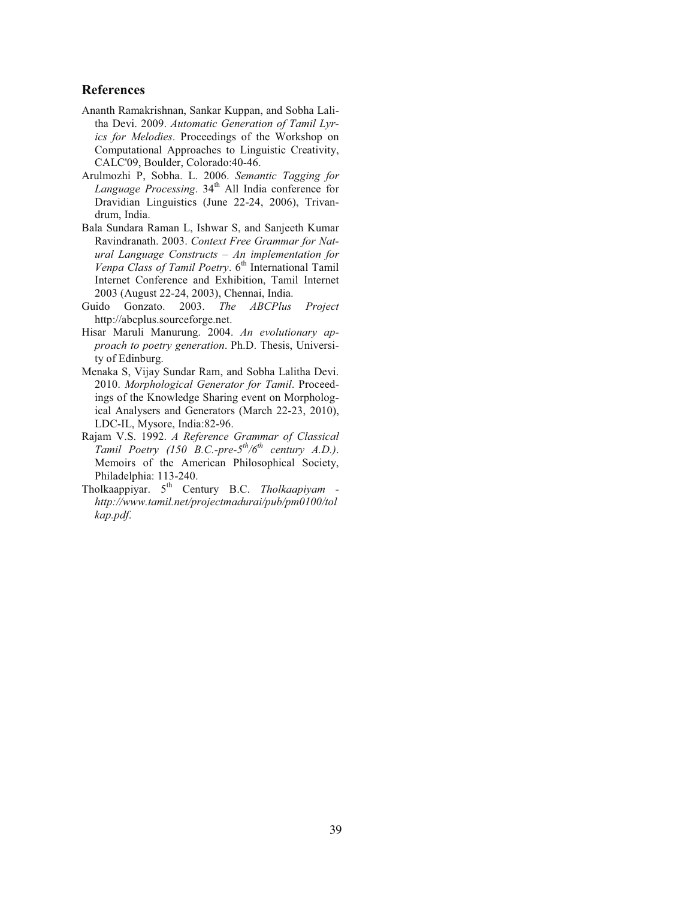## References

Ananth Ramakrishnan, Sankar Kuppan, and Sobha Lalitha Devi. 2009. *Automatic Generation of Tamil Lyrics for Melodies*. Proceedings of the Workshop on Computational Approaches to Linguistic Creativity, CALC'09, Boulder, Colorado:40-46.

Arulmozhi P, Sobha. L. 2006. *Semantic Tagging for Language Processing*. 34th All India conference for Dravidian Linguistics (June 22-24, 2006), Trivandrum, India.

Bala Sundara Raman L, Ishwar S, and Sanjeeth Kumar Ravindranath. 2003. *Context Free Grammar for Natural Language Constructs – An implementation for Venpa Class of Tamil Poetry*. 6th International Tamil Internet Conference and Exhibition, Tamil Internet 2003 (August 22-24, 2003), Chennai, India.

Guido Gonzato. 2003. *The ABCPlus Project* http://abcplus.sourceforge.net.

Hisar Maruli Manurung. 2004. *An evolutionary approach to poetry generation*. Ph.D. Thesis, University of Edinburg.

Menaka S, Vijay Sundar Ram, and Sobha Lalitha Devi. 2010. *Morphological Generator for Tamil*. Proceedings of the Knowledge Sharing event on Morphological Analysers and Generators (March 22-23, 2010), LDC-IL, Mysore, India:82-96.

Rajam V.S. 1992. *A Reference Grammar of Classical Tamil Poetry (150 B.C.-pre-5th/6th century A.D.)*. Memoirs of the American Philosophical Society, Philadelphia: 113-240.

Tholkaappiyar. 5th Century B.C. *Tholkaapiyam - http://www.tamil.net/projectmadurai/pub/pm0100/tolkap.pdf*.